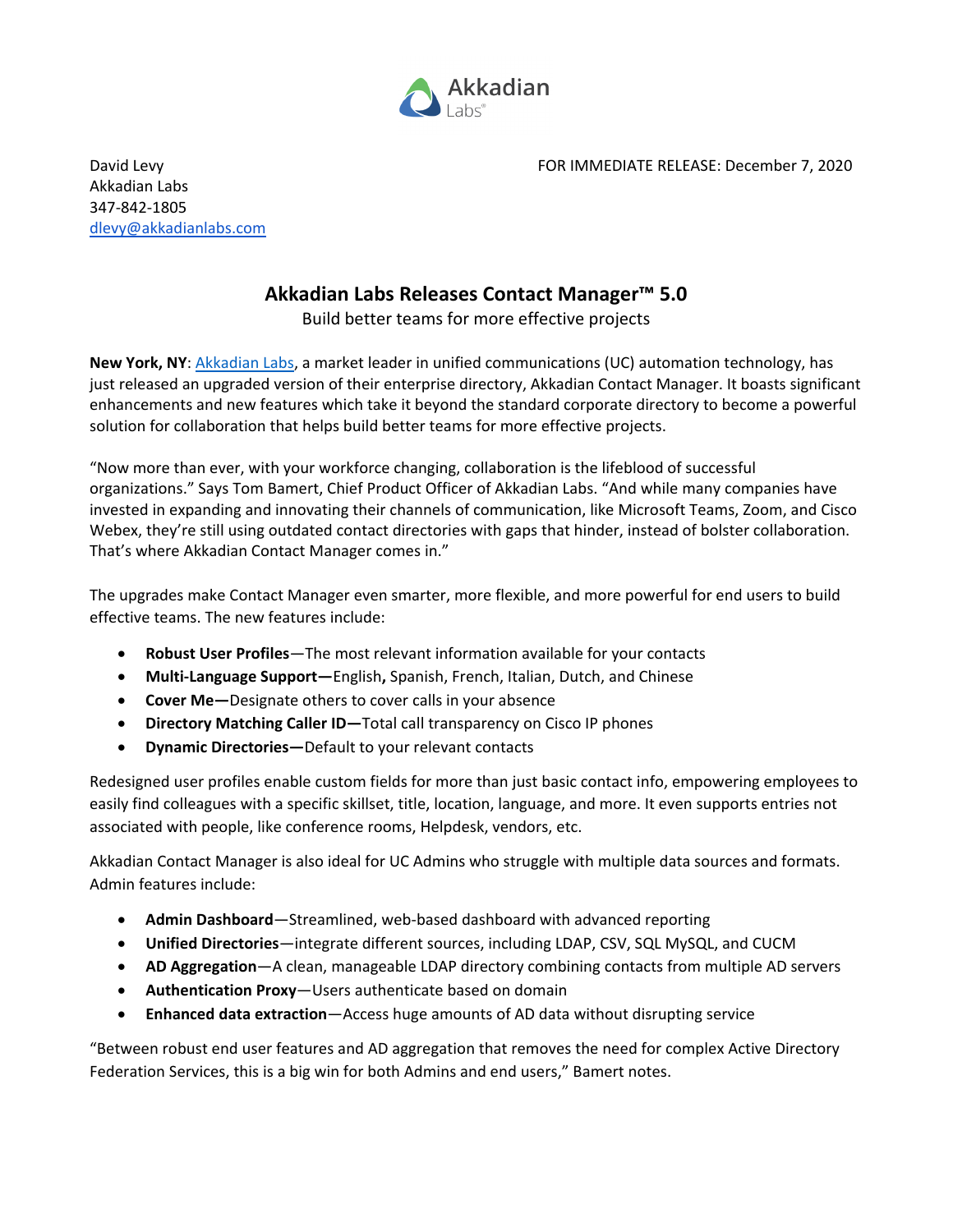David Levy
Akkadian Labs
347-842-1805
dlevy@akkadianlabs.com

FOR IMMEDIATE RELEASE: December 7, 2020

# Akkadian Labs Releases Contact Manager™ 5.0

Build better teams for more effective projects

**New York, NY**: Akkadian Labs, a market leader in unified communications (UC) automation technology, has just released an upgraded version of their enterprise directory, Akkadian Contact Manager. It boasts significant enhancements and new features which take it beyond the standard corporate directory to become a powerful solution for collaboration that helps build better teams for more effective projects.

"Now more than ever, with your workforce changing, collaboration is the lifeblood of successful organizations." Says Tom Bamert, Chief Product Officer of Akkadian Labs. "And while many companies have invested in expanding and innovating their channels of communication, like Microsoft Teams, Zoom, and Cisco Webex, they're still using outdated contact directories with gaps that hinder, instead of bolster collaboration. That's where Akkadian Contact Manager comes in."

The upgrades make Contact Manager even smarter, more flexible, and more powerful for end users to build effective teams. The new features include:

- **Robust User Profiles**—The most relevant information available for your contacts
- **Multi-Language Support—**English**,** Spanish, French, Italian, Dutch, and Chinese
- **Cover Me—**Designate others to cover calls in your absence
- **Directory Matching Caller ID—**Total call transparency on Cisco IP phones
- **Dynamic Directories—**Default to your relevant contacts

Redesigned user profiles enable custom fields for more than just basic contact info, empowering employees to easily find colleagues with a specific skillset, title, location, language, and more. It even supports entries not associated with people, like conference rooms, Helpdesk, vendors, etc.

Akkadian Contact Manager is also ideal for UC Admins who struggle with multiple data sources and formats. Admin features include:

- **Admin Dashboard**—Streamlined, web-based dashboard with advanced reporting
- **Unified Directories**—integrate different sources, including LDAP, CSV, SQL MySQL, and CUCM
- **AD Aggregation**—A clean, manageable LDAP directory combining contacts from multiple AD servers
- **Authentication Proxy**—Users authenticate based on domain
- **Enhanced data extraction**—Access huge amounts of AD data without disrupting service

"Between robust end user features and AD aggregation that removes the need for complex Active Directory Federation Services, this is a big win for both Admins and end users," Bamert notes.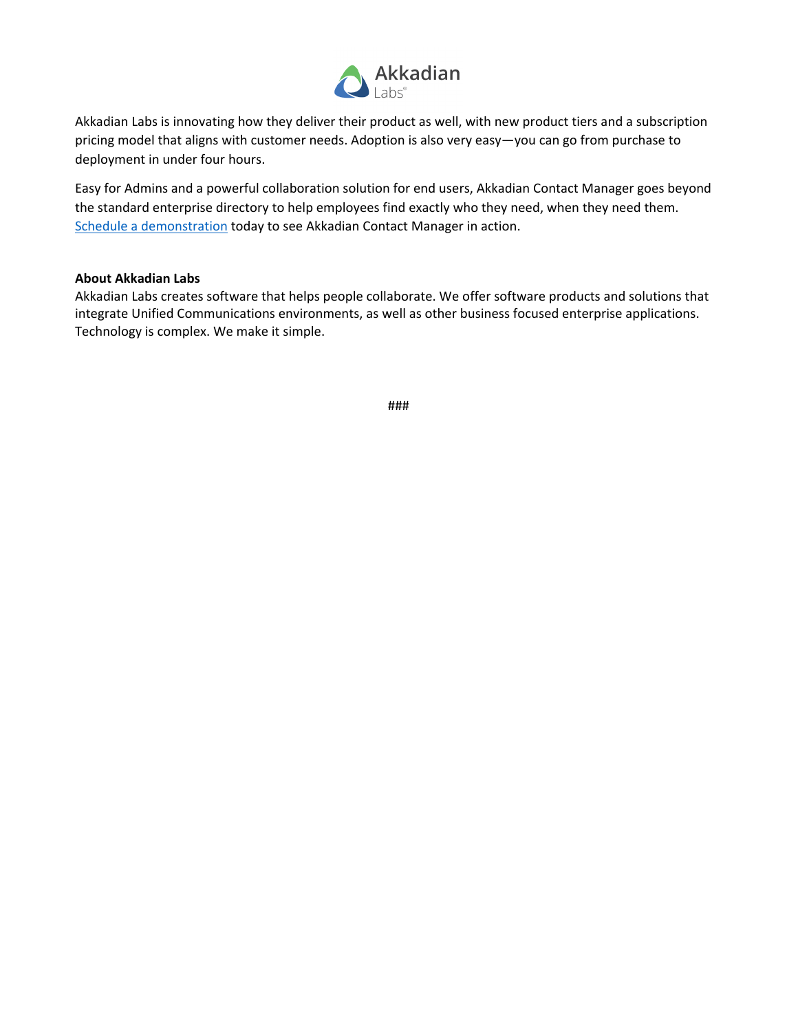Akkadian Labs is innovating how they deliver their product as well, with new product tiers and a subscription pricing model that aligns with customer needs. Adoption is also very easy—you can go from purchase to deployment in under four hours.

Easy for Admins and a powerful collaboration solution for end users, Akkadian Contact Manager goes beyond the standard enterprise directory to help employees find exactly who they need, when they need them. Schedule a demonstration today to see Akkadian Contact Manager in action.

**About Akkadian Labs**
Akkadian Labs creates software that helps people collaborate. We offer software products and solutions that integrate Unified Communications environments, as well as other business focused enterprise applications. Technology is complex. We make it simple.

###